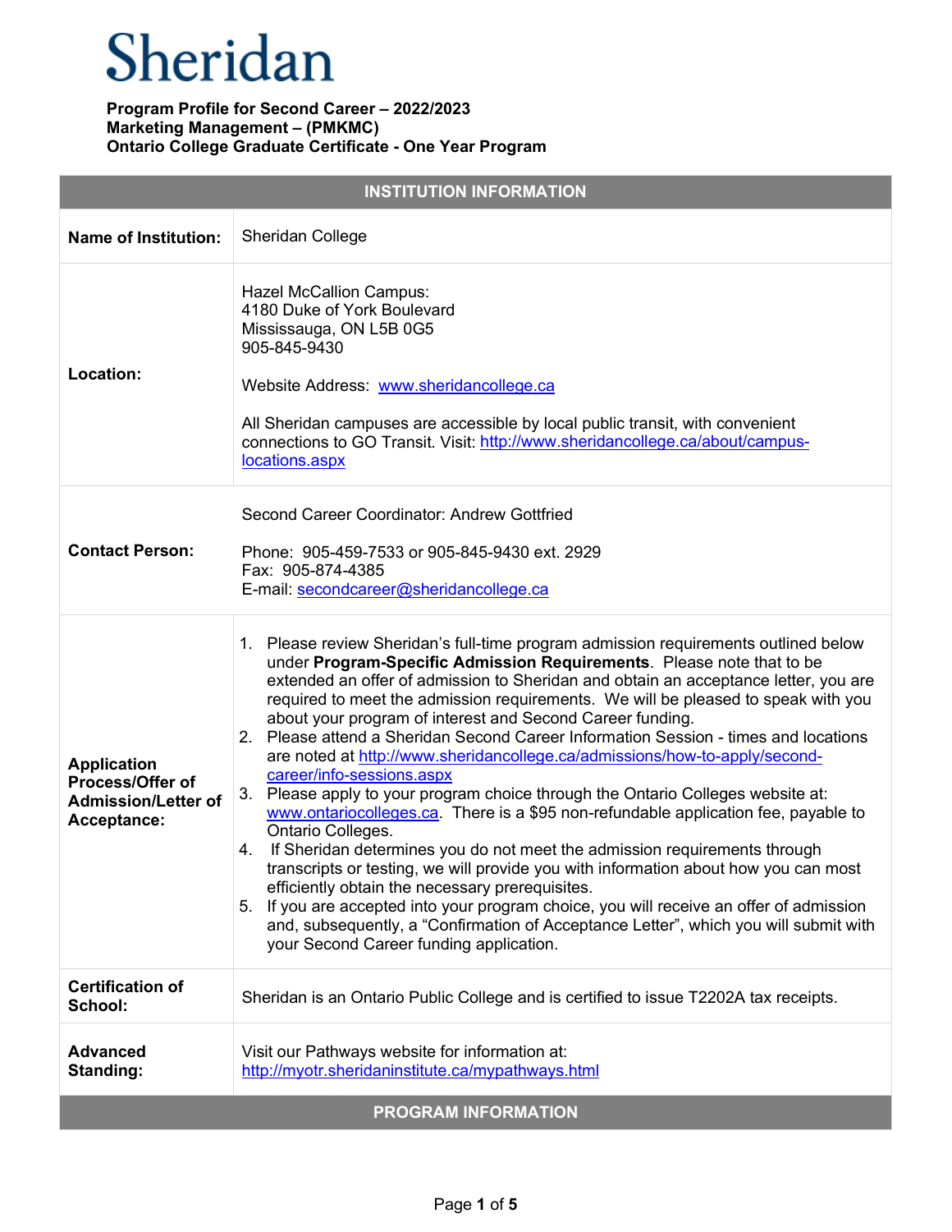# Sheridan

**Program Profile for Second Career – 2022/2023**
**Marketing Management – (PMKMC)**
**Ontario College Graduate Certificate - One Year Program**

| INSTITUTION INFORMATION | |
|---|---|
| **Name of Institution:** | Sheridan College |
| **Location:** | Hazel McCallion Campus:<br>4180 Duke of York Boulevard<br>Mississauga, ON L5B 0G5<br>905-845-9430<br><br>Website Address: [www.sheridancollege.ca](http://www.sheridancollege.ca)<br><br>All Sheridan campuses are accessible by local public transit, with convenient connections to GO Transit. Visit: [http://www.sheridancollege.ca/about/campus-locations.aspx](http://www.sheridancollege.ca/about/campus-locations.aspx) |
| **Contact Person:** | Second Career Coordinator: Andrew Gottfried<br><br>Phone: 905-459-7533 or 905-845-9430 ext. 2929<br>Fax: 905-874-4385<br>E-mail: [secondcareer@sheridancollege.ca](mailto:secondcareer@sheridancollege.ca) |
| **Application Process/Offer of Admission/Letter of Acceptance:** | 1. Please review Sheridan's full-time program admission requirements outlined below under **Program-Specific Admission Requirements**. Please note that to be extended an offer of admission to Sheridan and obtain an acceptance letter, you are required to meet the admission requirements. We will be pleased to speak with you about your program of interest and Second Career funding.<br>2. Please attend a Sheridan Second Career Information Session - times and locations are noted at [http://www.sheridancollege.ca/admissions/how-to-apply/second-career/info-sessions.aspx](http://www.sheridancollege.ca/admissions/how-to-apply/second-career/info-sessions.aspx)<br>3. Please apply to your program choice through the Ontario Colleges website at: [www.ontariocolleges.ca](http://www.ontariocolleges.ca). There is a $95 non-refundable application fee, payable to Ontario Colleges.<br>4. If Sheridan determines you do not meet the admission requirements through transcripts or testing, we will provide you with information about how you can most efficiently obtain the necessary prerequisites.<br>5. If you are accepted into your program choice, you will receive an offer of admission and, subsequently, a "Confirmation of Acceptance Letter", which you will submit with your Second Career funding application. |
| **Certification of School:** | Sheridan is an Ontario Public College and is certified to issue T2202A tax receipts. |
| **Advanced Standing:** | Visit our Pathways website for information at:<br>[http://myotr.sheridaninstitute.ca/mypathways.html](http://myotr.sheridaninstitute.ca/mypathways.html) |

| PROGRAM INFORMATION |
|---|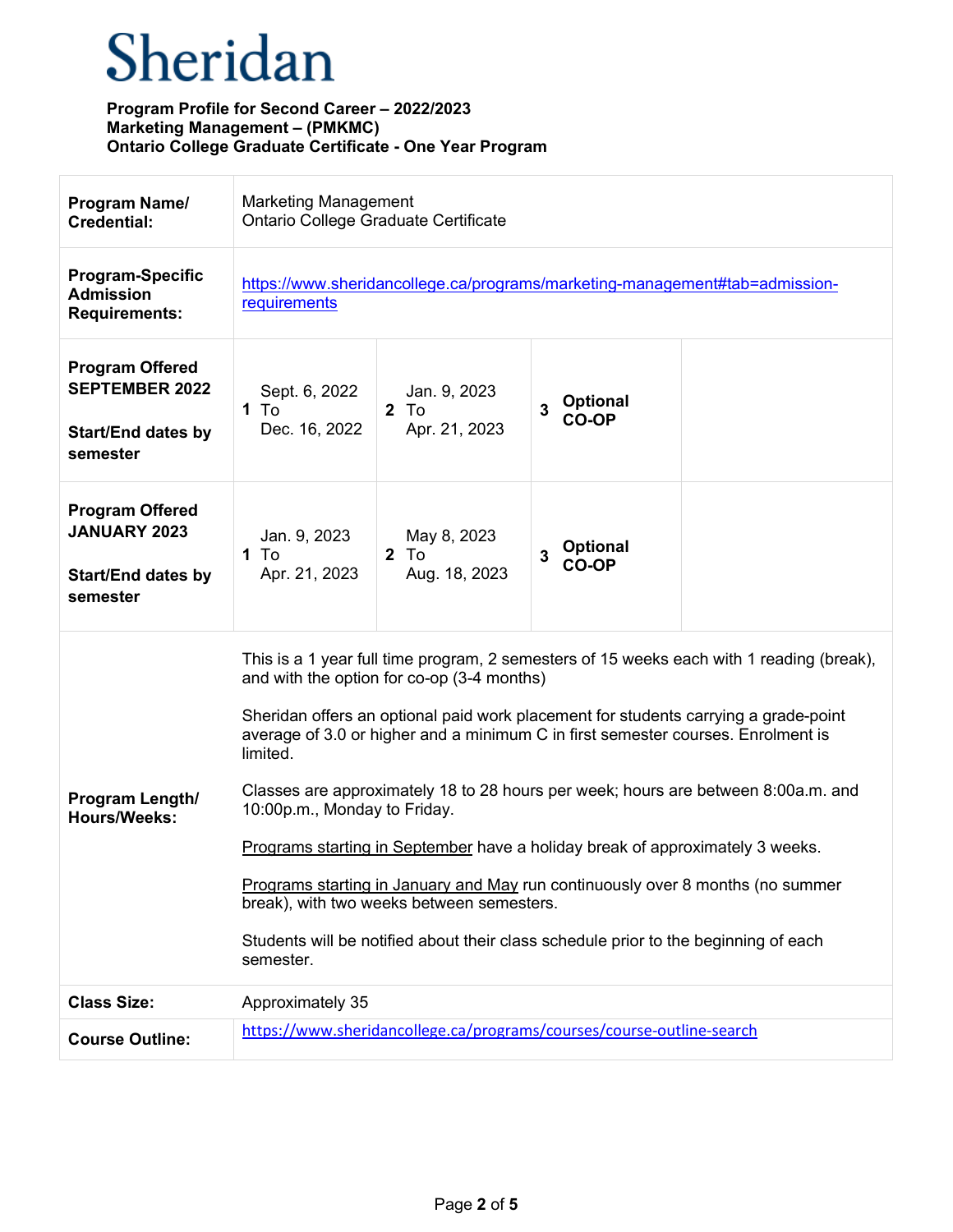# Sheridan

**Program Profile for Second Career – 2022/2023**
**Marketing Management – (PMKMC)**
**Ontario College Graduate Certificate - One Year Program**

| | | | | |
|---|---|---|---|---|
| **Program Name/ Credential:** | Marketing Management<br>Ontario College Graduate Certificate | | | |
| **Program-Specific Admission Requirements:** | https://www.sheridancollege.ca/programs/marketing-management#tab=admission-requirements | | | |
| **Program Offered SEPTEMBER 2022**<br><br>**Start/End dates by semester** | **1** Sept. 6, 2022 To Dec. 16, 2022 | **2** Jan. 9, 2023 To Apr. 21, 2023 | **3** **Optional CO-OP** | |
| **Program Offered JANUARY 2023**<br><br>**Start/End dates by semester** | **1** Jan. 9, 2023 To Apr. 21, 2023 | **2** May 8, 2023 To Aug. 18, 2023 | **3** **Optional CO-OP** | |
| **Program Length/ Hours/Weeks:** | This is a 1 year full time program, 2 semesters of 15 weeks each with 1 reading (break), and with the option for co-op (3-4 months)<br><br>Sheridan offers an optional paid work placement for students carrying a grade-point average of 3.0 or higher and a minimum C in first semester courses. Enrolment is limited.<br><br>Classes are approximately 18 to 28 hours per week; hours are between 8:00a.m. and 10:00p.m., Monday to Friday.<br><br>Programs starting in September have a holiday break of approximately 3 weeks.<br><br>Programs starting in January and May run continuously over 8 months (no summer break), with two weeks between semesters.<br><br>Students will be notified about their class schedule prior to the beginning of each semester. | | | |
| **Class Size:** | Approximately 35 | | | |
| **Course Outline:** | https://www.sheridancollege.ca/programs/courses/course-outline-search | | | |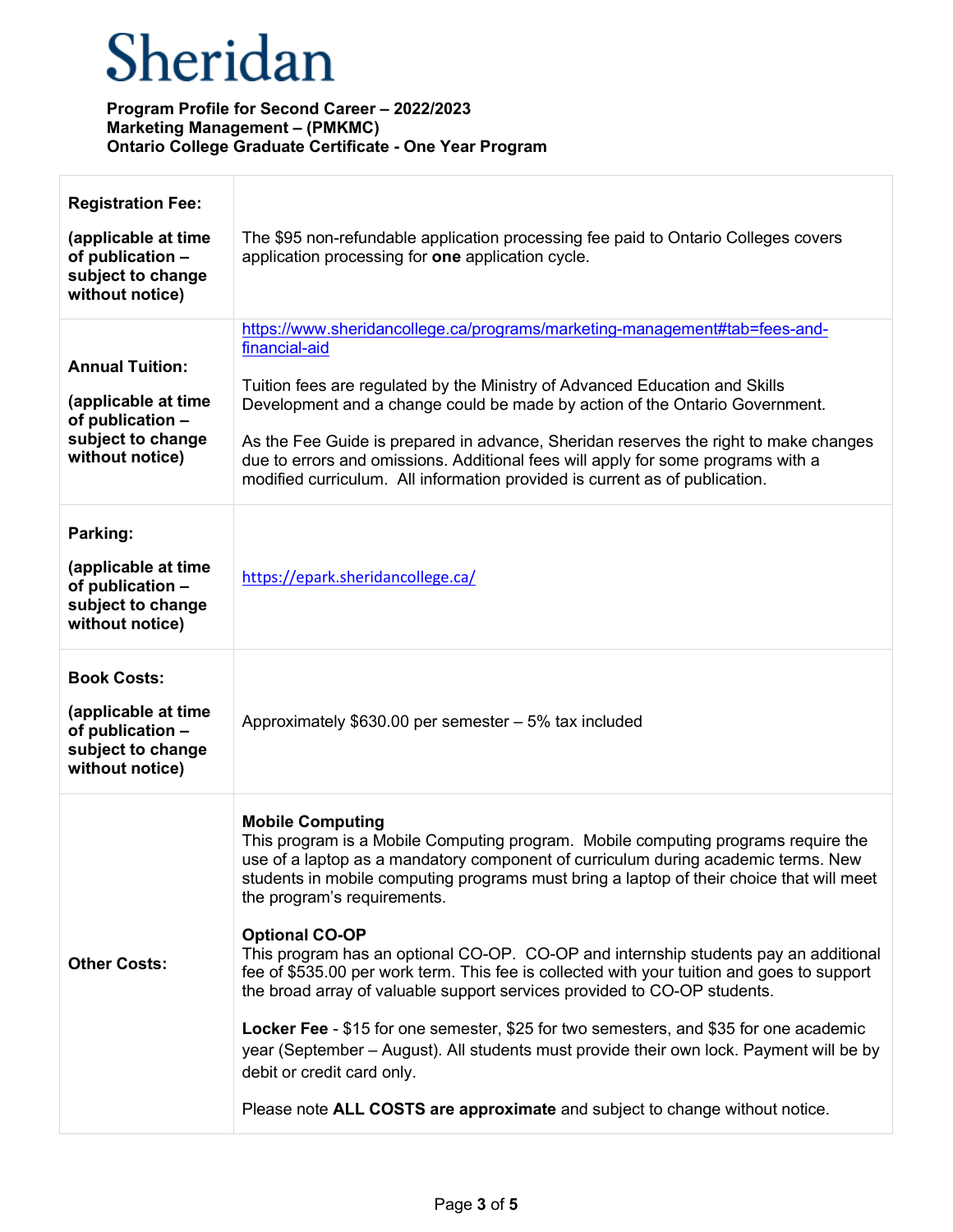![Sheridan logo]

**Program Profile for Second Career – 2022/2023**
**Marketing Management – (PMKMC)**
**Ontario College Graduate Certificate - One Year Program**

| | |
|---|---|
| **Registration Fee:**<br><br>**(applicable at time of publication – subject to change without notice)** | The $95 non-refundable application processing fee paid to Ontario Colleges covers application processing for **one** application cycle. |
| **Annual Tuition:**<br><br>**(applicable at time of publication – subject to change without notice)** | https://www.sheridancollege.ca/programs/marketing-management#tab=fees-and-financial-aid<br><br>Tuition fees are regulated by the Ministry of Advanced Education and Skills Development and a change could be made by action of the Ontario Government.<br><br>As the Fee Guide is prepared in advance, Sheridan reserves the right to make changes due to errors and omissions. Additional fees will apply for some programs with a modified curriculum. All information provided is current as of publication. |
| **Parking:**<br><br>**(applicable at time of publication – subject to change without notice)** | https://epark.sheridancollege.ca/ |
| **Book Costs:**<br><br>**(applicable at time of publication – subject to change without notice)** | Approximately $630.00 per semester – 5% tax included |
| **Other Costs:** | **Mobile Computing**<br>This program is a Mobile Computing program. Mobile computing programs require the use of a laptop as a mandatory component of curriculum during academic terms. New students in mobile computing programs must bring a laptop of their choice that will meet the program's requirements.<br><br>**Optional CO-OP**<br>This program has an optional CO-OP. CO-OP and internship students pay an additional fee of $535.00 per work term. This fee is collected with your tuition and goes to support the broad array of valuable support services provided to CO-OP students.<br><br>**Locker Fee** - $15 for one semester, $25 for two semesters, and $35 for one academic year (September – August). All students must provide their own lock. Payment will be by debit or credit card only.<br><br>Please note **ALL COSTS are approximate** and subject to change without notice. |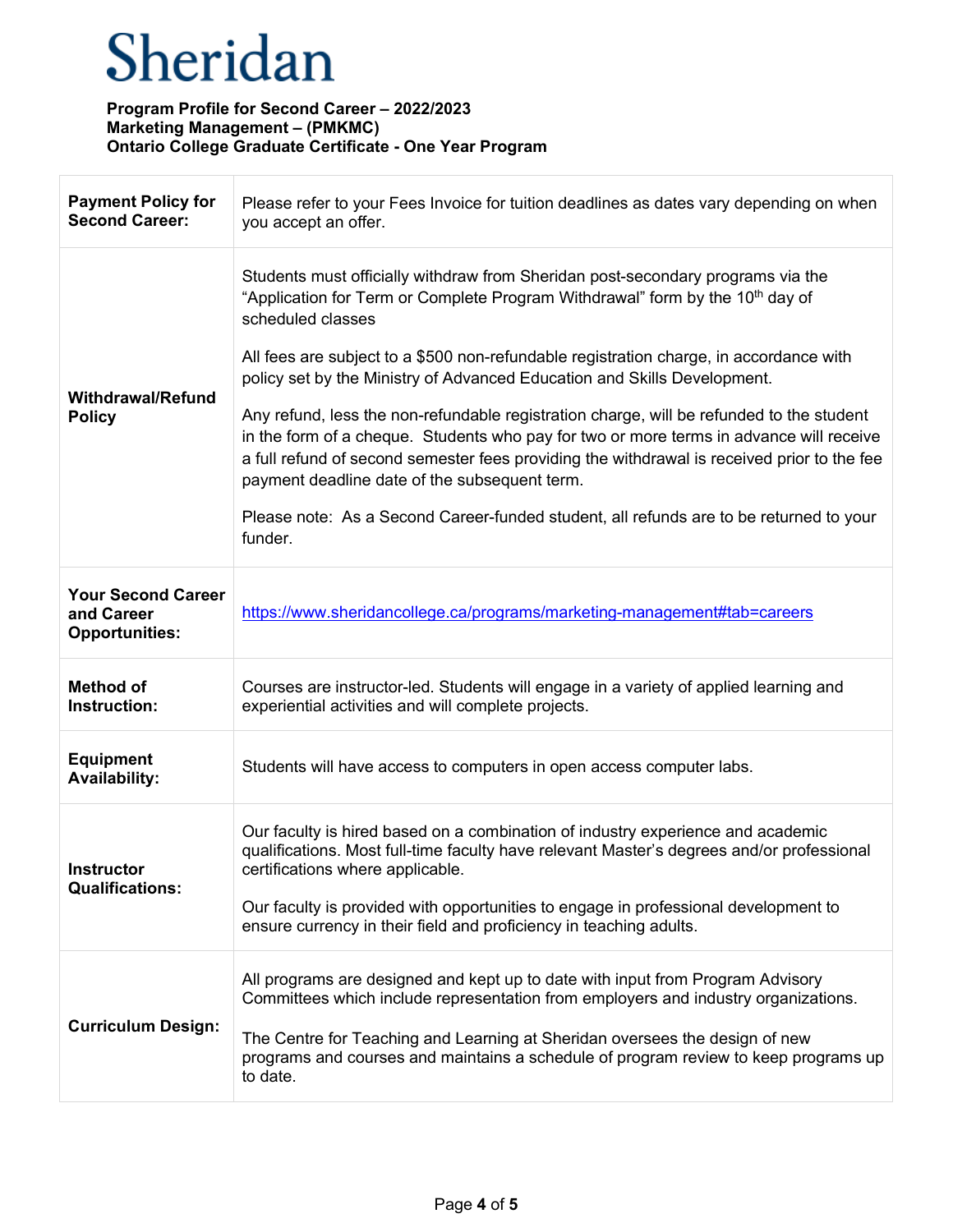Sheridan

**Program Profile for Second Career – 2022/2023**
**Marketing Management – (PMKMC)**
**Ontario College Graduate Certificate - One Year Program**

| | |
|---|---|
| **Payment Policy for Second Career:** | Please refer to your Fees Invoice for tuition deadlines as dates vary depending on when you accept an offer. |
| **Withdrawal/Refund Policy** | Students must officially withdraw from Sheridan post-secondary programs via the "Application for Term or Complete Program Withdrawal" form by the 10th day of scheduled classes<br><br>All fees are subject to a $500 non-refundable registration charge, in accordance with policy set by the Ministry of Advanced Education and Skills Development.<br><br>Any refund, less the non-refundable registration charge, will be refunded to the student in the form of a cheque. Students who pay for two or more terms in advance will receive a full refund of second semester fees providing the withdrawal is received prior to the fee payment deadline date of the subsequent term.<br><br>Please note: As a Second Career-funded student, all refunds are to be returned to your funder. |
| **Your Second Career and Career Opportunities:** | https://www.sheridancollege.ca/programs/marketing-management#tab=careers |
| **Method of Instruction:** | Courses are instructor-led. Students will engage in a variety of applied learning and experiential activities and will complete projects. |
| **Equipment Availability:** | Students will have access to computers in open access computer labs. |
| **Instructor Qualifications:** | Our faculty is hired based on a combination of industry experience and academic qualifications. Most full-time faculty have relevant Master's degrees and/or professional certifications where applicable.<br><br>Our faculty is provided with opportunities to engage in professional development to ensure currency in their field and proficiency in teaching adults. |
| **Curriculum Design:** | All programs are designed and kept up to date with input from Program Advisory Committees which include representation from employers and industry organizations.<br><br>The Centre for Teaching and Learning at Sheridan oversees the design of new programs and courses and maintains a schedule of program review to keep programs up to date. |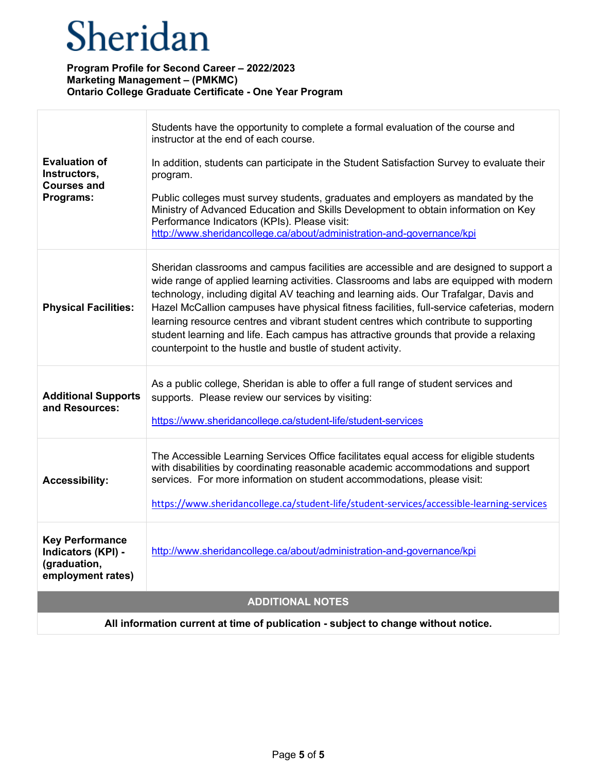Sheridan

**Program Profile for Second Career – 2022/2023**
**Marketing Management – (PMKMC)**
**Ontario College Graduate Certificate - One Year Program**

| | |
|---|---|
| **Evaluation of Instructors, Courses and Programs:** | Students have the opportunity to complete a formal evaluation of the course and instructor at the end of each course.<br><br>In addition, students can participate in the Student Satisfaction Survey to evaluate their program.<br><br>Public colleges must survey students, graduates and employers as mandated by the Ministry of Advanced Education and Skills Development to obtain information on Key Performance Indicators (KPIs). Please visit: http://www.sheridancollege.ca/about/administration-and-governance/kpi |
| **Physical Facilities:** | Sheridan classrooms and campus facilities are accessible and are designed to support a wide range of applied learning activities. Classrooms and labs are equipped with modern technology, including digital AV teaching and learning aids. Our Trafalgar, Davis and Hazel McCallion campuses have physical fitness facilities, full-service cafeterias, modern learning resource centres and vibrant student centres which contribute to supporting student learning and life. Each campus has attractive grounds that provide a relaxing counterpoint to the hustle and bustle of student activity. |
| **Additional Supports and Resources:** | As a public college, Sheridan is able to offer a full range of student services and supports. Please review our services by visiting:<br><br>https://www.sheridancollege.ca/student-life/student-services |
| **Accessibility:** | The Accessible Learning Services Office facilitates equal access for eligible students with disabilities by coordinating reasonable academic accommodations and support services. For more information on student accommodations, please visit:<br><br>https://www.sheridancollege.ca/student-life/student-services/accessible-learning-services |
| **Key Performance Indicators (KPI) - (graduation, employment rates)** | http://www.sheridancollege.ca/about/administration-and-governance/kpi |
| **ADDITIONAL NOTES** | |
| **All information current at time of publication - subject to change without notice.** | |